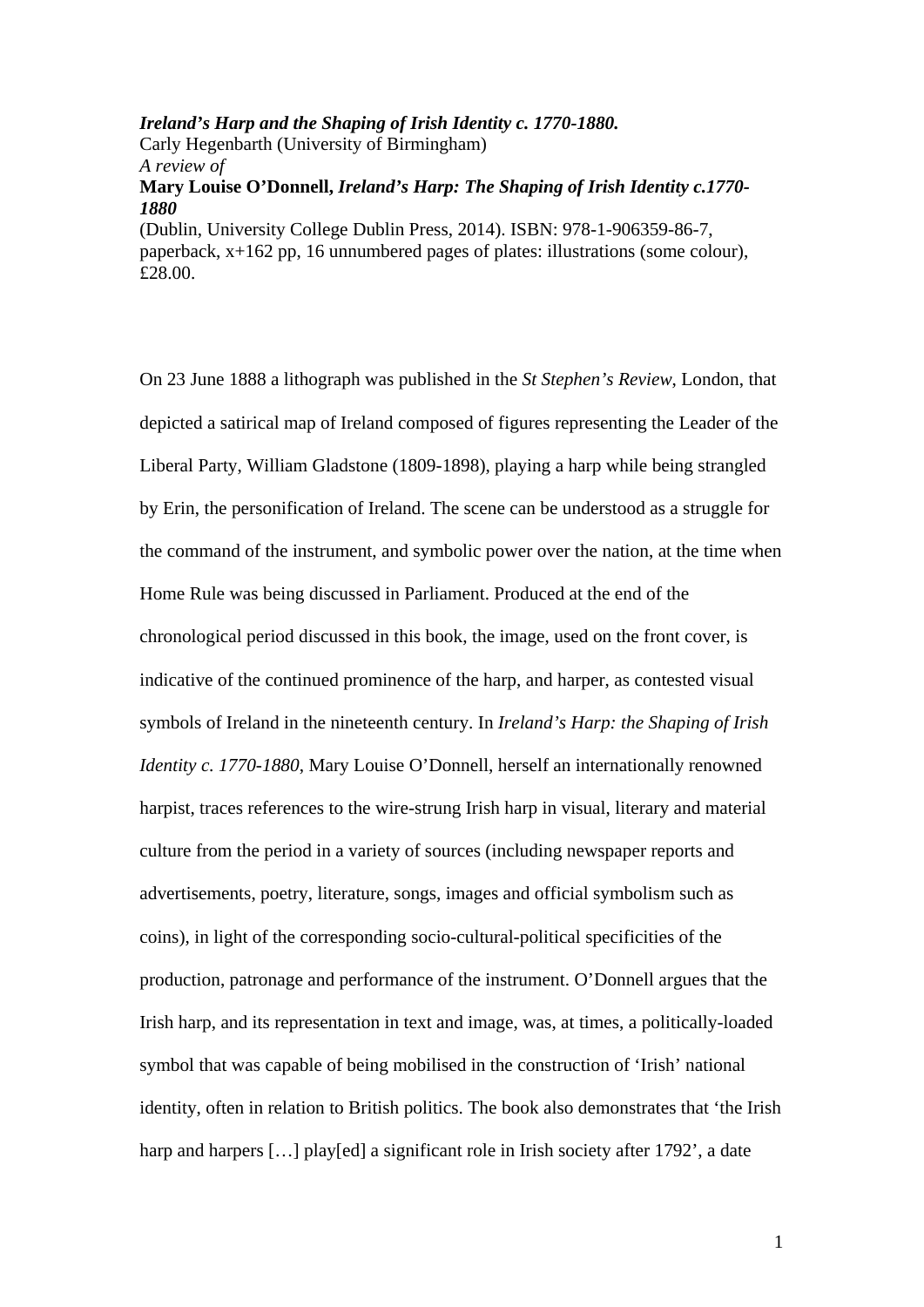***Ireland's Harp and the Shaping of Irish Identity c. 1770-1880.***
Carly Hegenbarth (University of Birmingham)
*A review of*
**Mary Louise O'Donnell, *Ireland's Harp: The Shaping of Irish Identity c.1770-1880***
(Dublin, University College Dublin Press, 2014). ISBN: 978-1-906359-86-7, paperback, x+162 pp, 16 unnumbered pages of plates: illustrations (some colour), £28.00.

On 23 June 1888 a lithograph was published in the *St Stephen's Review*, London, that depicted a satirical map of Ireland composed of figures representing the Leader of the Liberal Party, William Gladstone (1809-1898), playing a harp while being strangled by Erin, the personification of Ireland. The scene can be understood as a struggle for the command of the instrument, and symbolic power over the nation, at the time when Home Rule was being discussed in Parliament. Produced at the end of the chronological period discussed in this book, the image, used on the front cover, is indicative of the continued prominence of the harp, and harper, as contested visual symbols of Ireland in the nineteenth century. In *Ireland's Harp: the Shaping of Irish Identity c. 1770-1880*, Mary Louise O'Donnell, herself an internationally renowned harpist, traces references to the wire-strung Irish harp in visual, literary and material culture from the period in a variety of sources (including newspaper reports and advertisements, poetry, literature, songs, images and official symbolism such as coins), in light of the corresponding socio-cultural-political specificities of the production, patronage and performance of the instrument. O'Donnell argues that the Irish harp, and its representation in text and image, was, at times, a politically-loaded symbol that was capable of being mobilised in the construction of 'Irish' national identity, often in relation to British politics. The book also demonstrates that 'the Irish harp and harpers […] play[ed] a significant role in Irish society after 1792', a date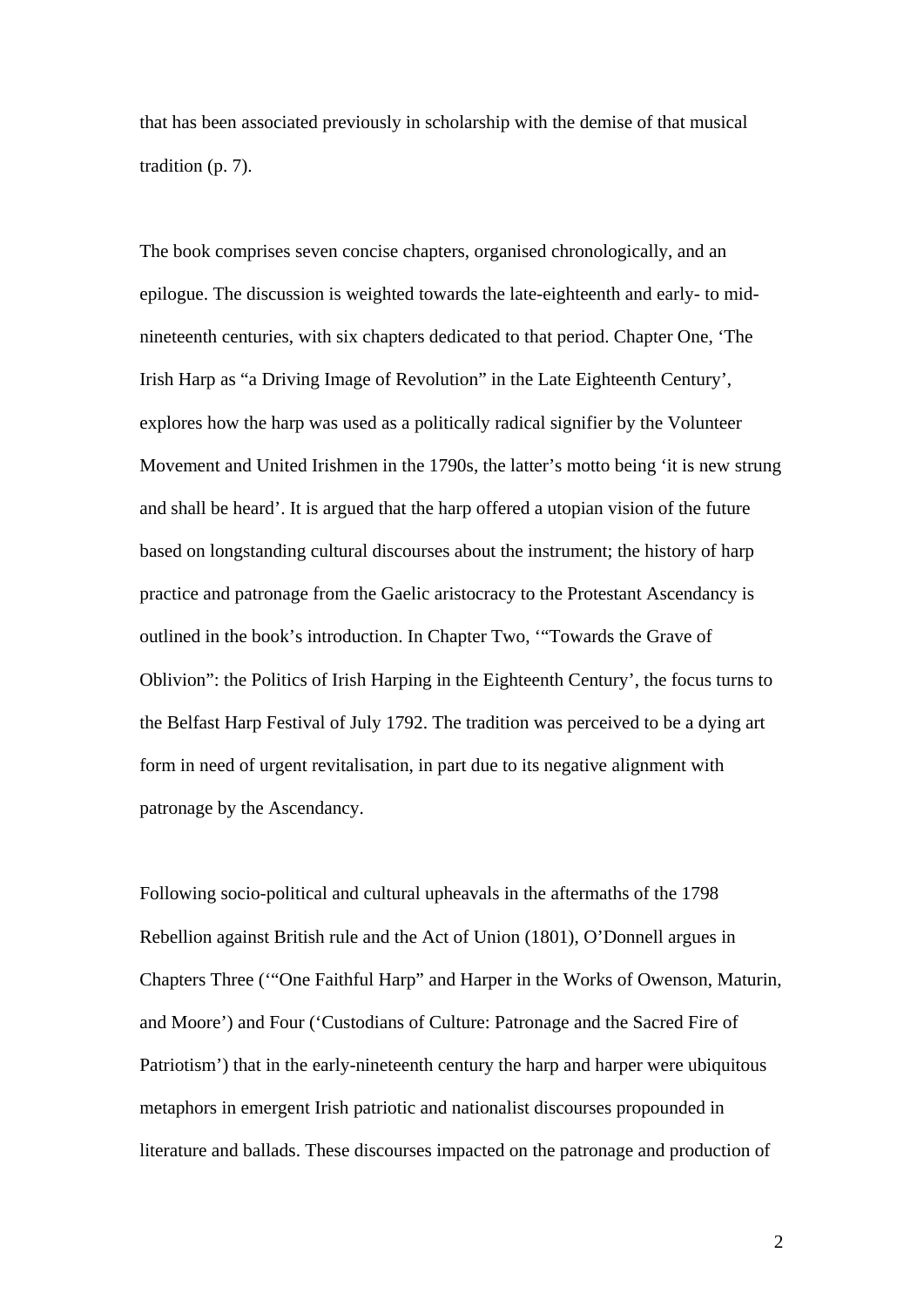that has been associated previously in scholarship with the demise of that musical tradition (p. 7).

The book comprises seven concise chapters, organised chronologically, and an epilogue. The discussion is weighted towards the late-eighteenth and early- to mid-nineteenth centuries, with six chapters dedicated to that period. Chapter One, 'The Irish Harp as "a Driving Image of Revolution" in the Late Eighteenth Century', explores how the harp was used as a politically radical signifier by the Volunteer Movement and United Irishmen in the 1790s, the latter's motto being 'it is new strung and shall be heard'. It is argued that the harp offered a utopian vision of the future based on longstanding cultural discourses about the instrument; the history of harp practice and patronage from the Gaelic aristocracy to the Protestant Ascendancy is outlined in the book's introduction. In Chapter Two, '"Towards the Grave of Oblivion": the Politics of Irish Harping in the Eighteenth Century', the focus turns to the Belfast Harp Festival of July 1792. The tradition was perceived to be a dying art form in need of urgent revitalisation, in part due to its negative alignment with patronage by the Ascendancy.

Following socio-political and cultural upheavals in the aftermaths of the 1798 Rebellion against British rule and the Act of Union (1801), O'Donnell argues in Chapters Three ('"One Faithful Harp" and Harper in the Works of Owenson, Maturin, and Moore') and Four ('Custodians of Culture: Patronage and the Sacred Fire of Patriotism') that in the early-nineteenth century the harp and harper were ubiquitous metaphors in emergent Irish patriotic and nationalist discourses propounded in literature and ballads. These discourses impacted on the patronage and production of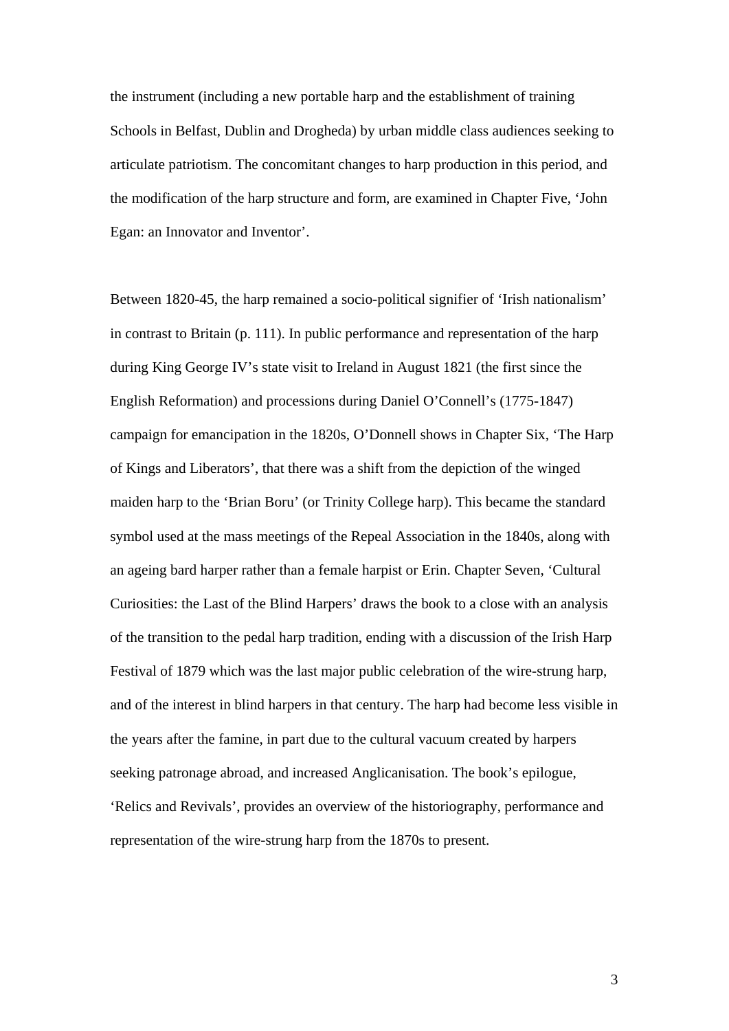the instrument (including a new portable harp and the establishment of training Schools in Belfast, Dublin and Drogheda) by urban middle class audiences seeking to articulate patriotism. The concomitant changes to harp production in this period, and the modification of the harp structure and form, are examined in Chapter Five, 'John Egan: an Innovator and Inventor'.

Between 1820-45, the harp remained a socio-political signifier of 'Irish nationalism' in contrast to Britain (p. 111). In public performance and representation of the harp during King George IV's state visit to Ireland in August 1821 (the first since the English Reformation) and processions during Daniel O'Connell's (1775-1847) campaign for emancipation in the 1820s, O'Donnell shows in Chapter Six, 'The Harp of Kings and Liberators', that there was a shift from the depiction of the winged maiden harp to the 'Brian Boru' (or Trinity College harp). This became the standard symbol used at the mass meetings of the Repeal Association in the 1840s, along with an ageing bard harper rather than a female harpist or Erin. Chapter Seven, 'Cultural Curiosities: the Last of the Blind Harpers' draws the book to a close with an analysis of the transition to the pedal harp tradition, ending with a discussion of the Irish Harp Festival of 1879 which was the last major public celebration of the wire-strung harp, and of the interest in blind harpers in that century. The harp had become less visible in the years after the famine, in part due to the cultural vacuum created by harpers seeking patronage abroad, and increased Anglicanisation. The book's epilogue, 'Relics and Revivals', provides an overview of the historiography, performance and representation of the wire-strung harp from the 1870s to present.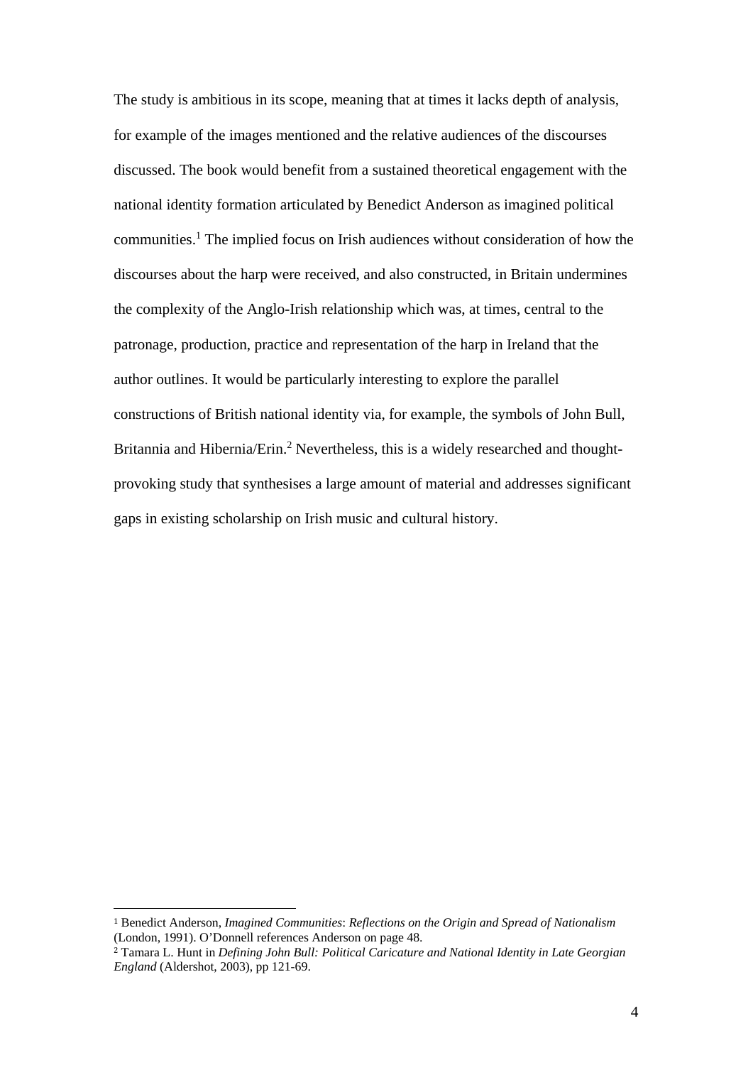The study is ambitious in its scope, meaning that at times it lacks depth of analysis, for example of the images mentioned and the relative audiences of the discourses discussed. The book would benefit from a sustained theoretical engagement with the national identity formation articulated by Benedict Anderson as imagined political communities.[1] The implied focus on Irish audiences without consideration of how the discourses about the harp were received, and also constructed, in Britain undermines the complexity of the Anglo-Irish relationship which was, at times, central to the patronage, production, practice and representation of the harp in Ireland that the author outlines. It would be particularly interesting to explore the parallel constructions of British national identity via, for example, the symbols of John Bull, Britannia and Hibernia/Erin.[2] Nevertheless, this is a widely researched and thought-provoking study that synthesises a large amount of material and addresses significant gaps in existing scholarship on Irish music and cultural history.

---

[1] Benedict Anderson, *Imagined Communities*: *Reflections on the Origin and Spread of Nationalism* (London, 1991). O'Donnell references Anderson on page 48.

[2] Tamara L. Hunt in *Defining John Bull: Political Caricature and National Identity in Late Georgian England* (Aldershot, 2003), pp 121-69.